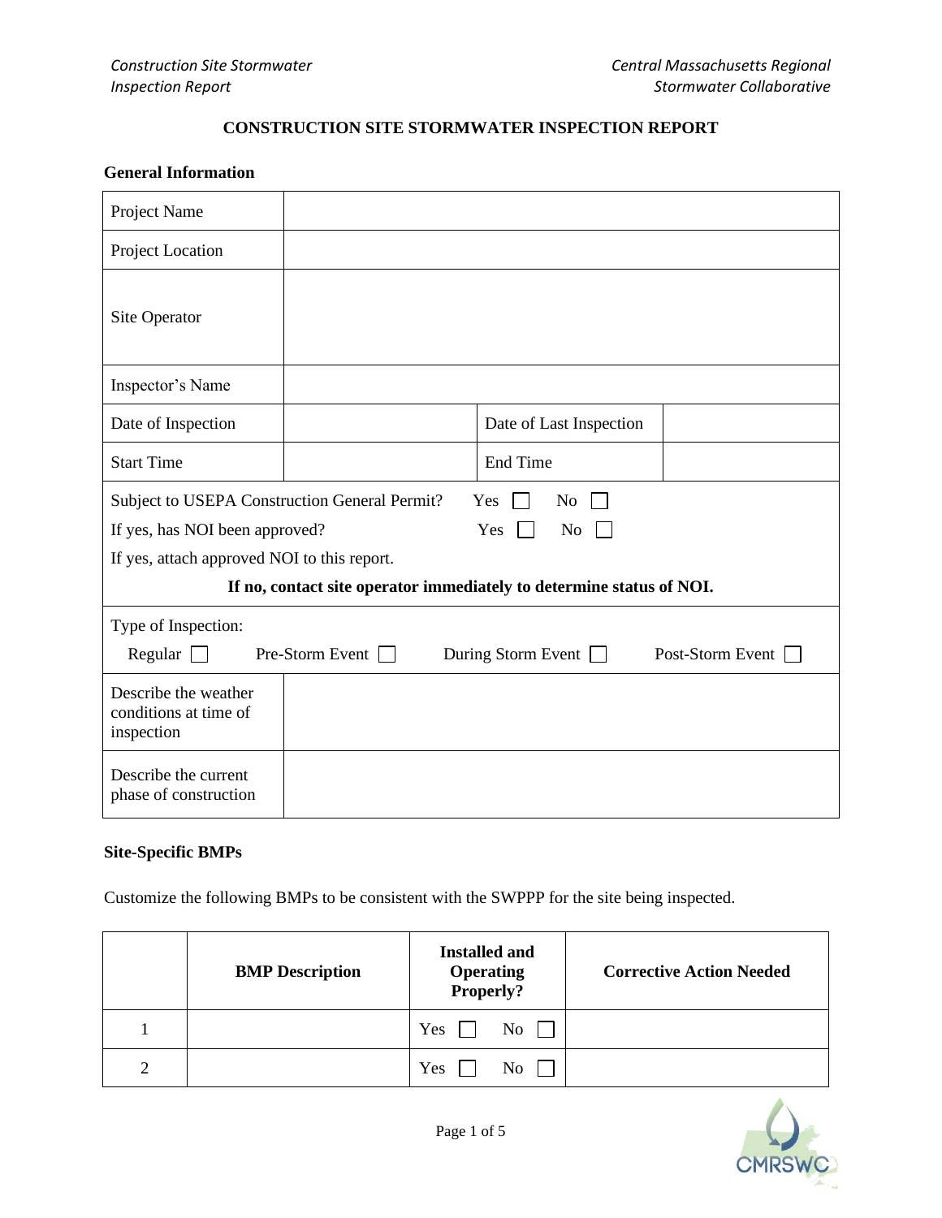# CONSTRUCTION SITE STORMWATER INSPECTION REPORT

## General Information

| | | | |
|---|---|---|---|
| Project Name | | | |
| Project Location | | | |
| Site Operator | | | |
| Inspector's Name | | | |
| Date of Inspection | | Date of Last Inspection | |
| Start Time | | End Time | |

Subject to USEPA Construction General Permit? Yes ☐ No ☐

If yes, has NOI been approved? Yes ☐ No ☐

If yes, attach approved NOI to this report.

**If no, contact site operator immediately to determine status of NOI.**

Type of Inspection:

Regular ☐ Pre-Storm Event ☐ During Storm Event ☐ Post-Storm Event ☐

| | |
|---|---|
| Describe the weather conditions at time of inspection | |
| Describe the current phase of construction | |

## Site-Specific BMPs

Customize the following BMPs to be consistent with the SWPPP for the site being inspected.

| | BMP Description | Installed and Operating Properly? | Corrective Action Needed |
|---|---|---|---|
| 1 | | Yes ☐ No ☐ | |
| 2 | | Yes ☐ No ☐ | |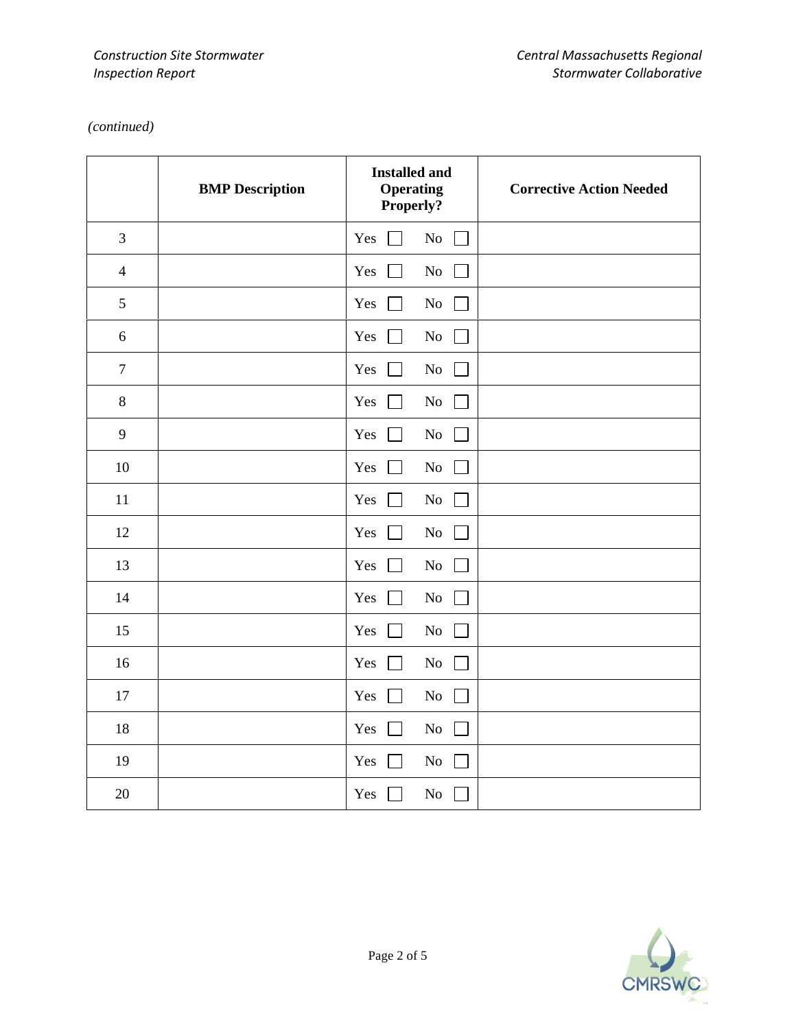*(continued)*

| | BMP Description | Installed and Operating Properly? | Corrective Action Needed |
|---|---|---|---|
| 3 | | Yes ☐ No ☐ | |
| 4 | | Yes ☐ No ☐ | |
| 5 | | Yes ☐ No ☐ | |
| 6 | | Yes ☐ No ☐ | |
| 7 | | Yes ☐ No ☐ | |
| 8 | | Yes ☐ No ☐ | |
| 9 | | Yes ☐ No ☐ | |
| 10 | | Yes ☐ No ☐ | |
| 11 | | Yes ☐ No ☐ | |
| 12 | | Yes ☐ No ☐ | |
| 13 | | Yes ☐ No ☐ | |
| 14 | | Yes ☐ No ☐ | |
| 15 | | Yes ☐ No ☐ | |
| 16 | | Yes ☐ No ☐ | |
| 17 | | Yes ☐ No ☐ | |
| 18 | | Yes ☐ No ☐ | |
| 19 | | Yes ☐ No ☐ | |
| 20 | | Yes ☐ No ☐ | |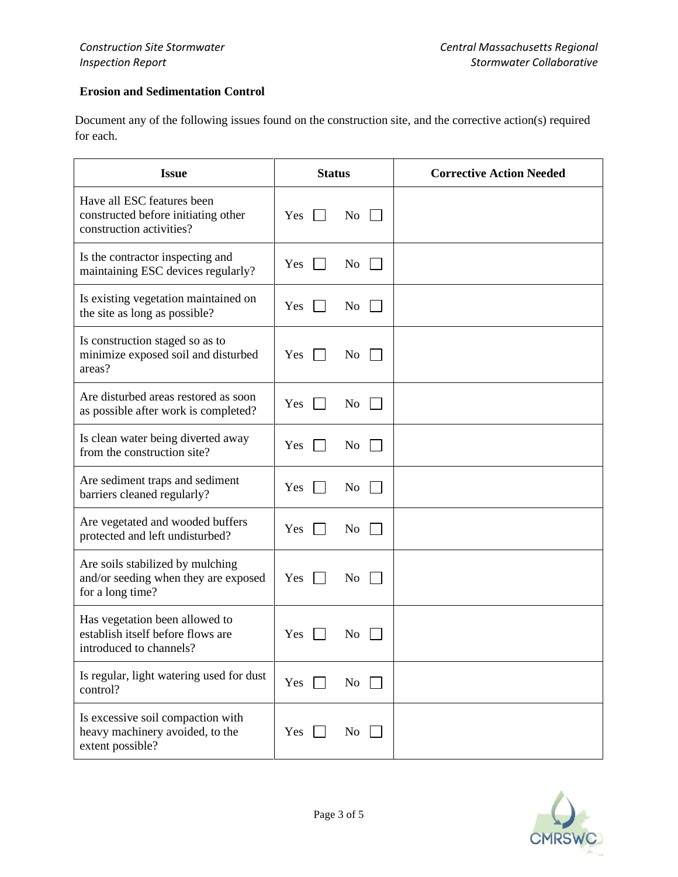**Erosion and Sedimentation Control**

Document any of the following issues found on the construction site, and the corrective action(s) required for each.

| Issue | Status | Corrective Action Needed |
|---|---|---|
| Have all ESC features been constructed before initiating other construction activities? | Yes ☐ No ☐ | |
| Is the contractor inspecting and maintaining ESC devices regularly? | Yes ☐ No ☐ | |
| Is existing vegetation maintained on the site as long as possible? | Yes ☐ No ☐ | |
| Is construction staged so as to minimize exposed soil and disturbed areas? | Yes ☐ No ☐ | |
| Are disturbed areas restored as soon as possible after work is completed? | Yes ☐ No ☐ | |
| Is clean water being diverted away from the construction site? | Yes ☐ No ☐ | |
| Are sediment traps and sediment barriers cleaned regularly? | Yes ☐ No ☐ | |
| Are vegetated and wooded buffers protected and left undisturbed? | Yes ☐ No ☐ | |
| Are soils stabilized by mulching and/or seeding when they are exposed for a long time? | Yes ☐ No ☐ | |
| Has vegetation been allowed to establish itself before flows are introduced to channels? | Yes ☐ No ☐ | |
| Is regular, light watering used for dust control? | Yes ☐ No ☐ | |
| Is excessive soil compaction with heavy machinery avoided, to the extent possible? | Yes ☐ No ☐ | |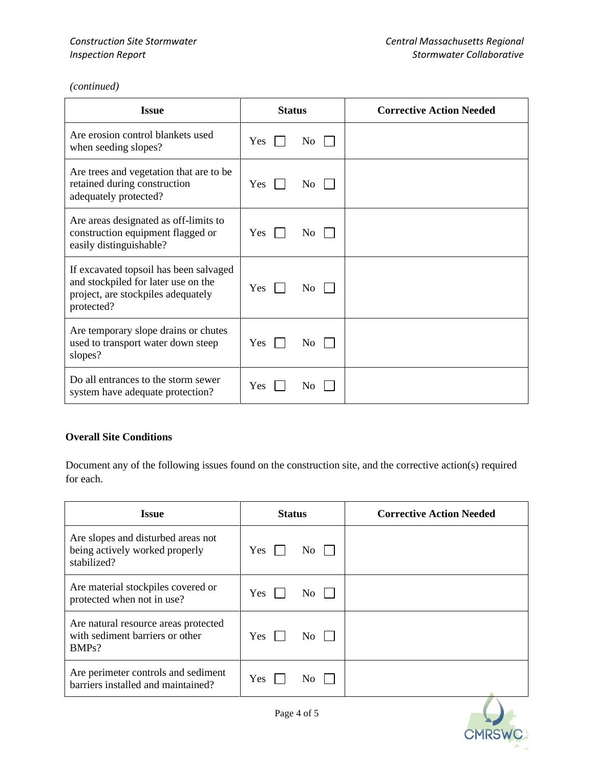*(continued)*

| Issue | Status | Corrective Action Needed |
| --- | --- | --- |
| Are erosion control blankets used when seeding slopes? | Yes ☐ No ☐ | |
| Are trees and vegetation that are to be retained during construction adequately protected? | Yes ☐ No ☐ | |
| Are areas designated as off-limits to construction equipment flagged or easily distinguishable? | Yes ☐ No ☐ | |
| If excavated topsoil has been salvaged and stockpiled for later use on the project, are stockpiles adequately protected? | Yes ☐ No ☐ | |
| Are temporary slope drains or chutes used to transport water down steep slopes? | Yes ☐ No ☐ | |
| Do all entrances to the storm sewer system have adequate protection? | Yes ☐ No ☐ | |

**Overall Site Conditions**

Document any of the following issues found on the construction site, and the corrective action(s) required for each.

| Issue | Status | Corrective Action Needed |
| --- | --- | --- |
| Are slopes and disturbed areas not being actively worked properly stabilized? | Yes ☐ No ☐ | |
| Are material stockpiles covered or protected when not in use? | Yes ☐ No ☐ | |
| Are natural resource areas protected with sediment barriers or other BMPs? | Yes ☐ No ☐ | |
| Are perimeter controls and sediment barriers installed and maintained? | Yes ☐ No ☐ | |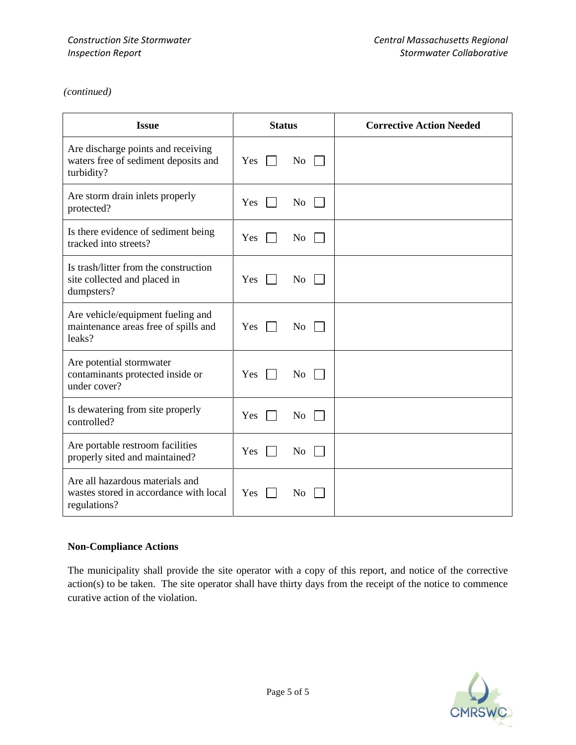*(continued)*

| Issue | Status | Corrective Action Needed |
| --- | --- | --- |
| Are discharge points and receiving waters free of sediment deposits and turbidity? | Yes ☐ No ☐ | |
| Are storm drain inlets properly protected? | Yes ☐ No ☐ | |
| Is there evidence of sediment being tracked into streets? | Yes ☐ No ☐ | |
| Is trash/litter from the construction site collected and placed in dumpsters? | Yes ☐ No ☐ | |
| Are vehicle/equipment fueling and maintenance areas free of spills and leaks? | Yes ☐ No ☐ | |
| Are potential stormwater contaminants protected inside or under cover? | Yes ☐ No ☐ | |
| Is dewatering from site properly controlled? | Yes ☐ No ☐ | |
| Are portable restroom facilities properly sited and maintained? | Yes ☐ No ☐ | |
| Are all hazardous materials and wastes stored in accordance with local regulations? | Yes ☐ No ☐ | |

**Non-Compliance Actions**

The municipality shall provide the site operator with a copy of this report, and notice of the corrective action(s) to be taken. The site operator shall have thirty days from the receipt of the notice to commence curative action of the violation.